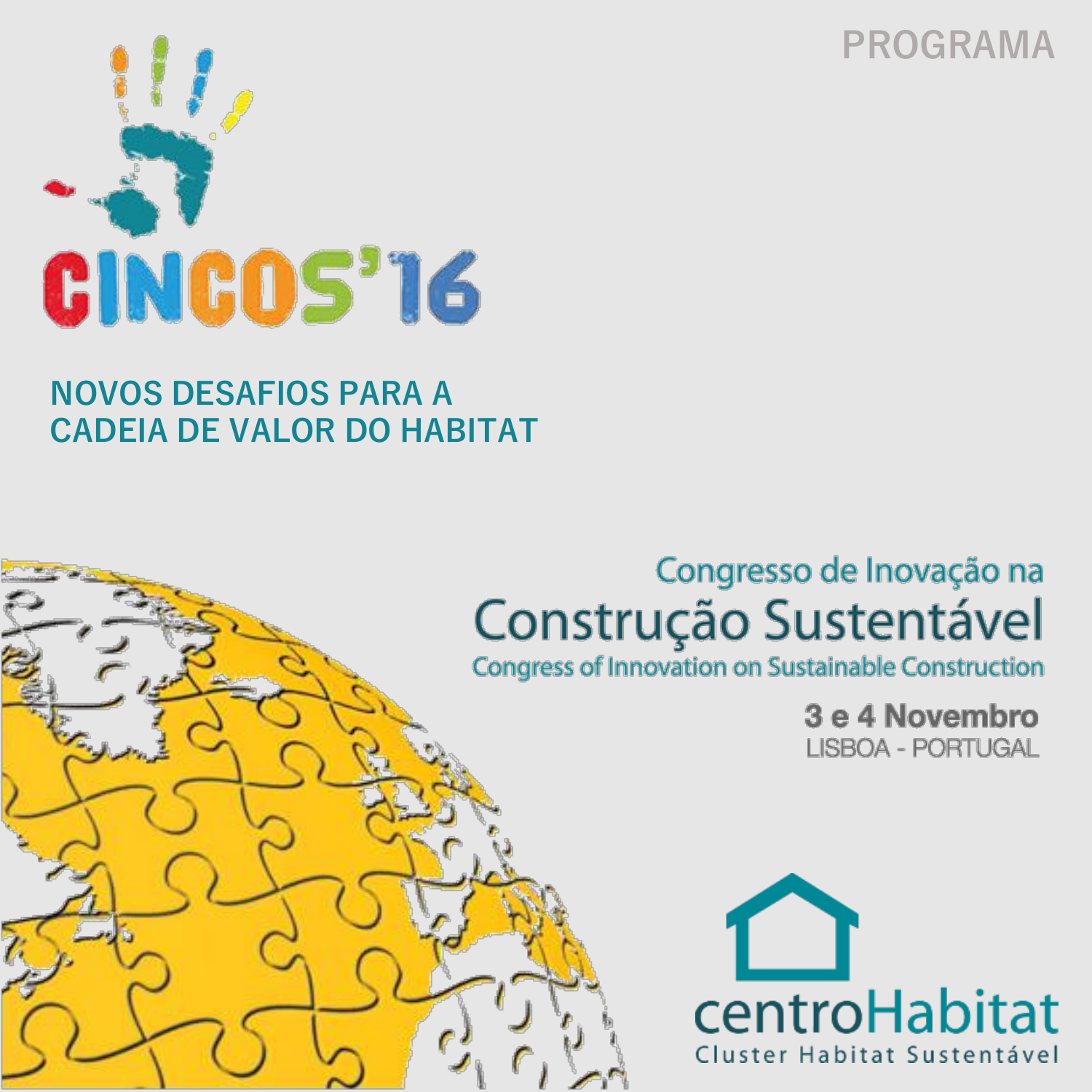PROGRAMA

# CINCOS'16

## NOVOS DESAFIOS PARA A CADEIA DE VALOR DO HABITAT

Congresso de Inovação na

# Construção Sustentável

Congress of Innovation on Sustainable Construction

**3 e 4 Novembro**

LISBOA - PORTUGAL

centroHabitat

Cluster Habitat Sustentável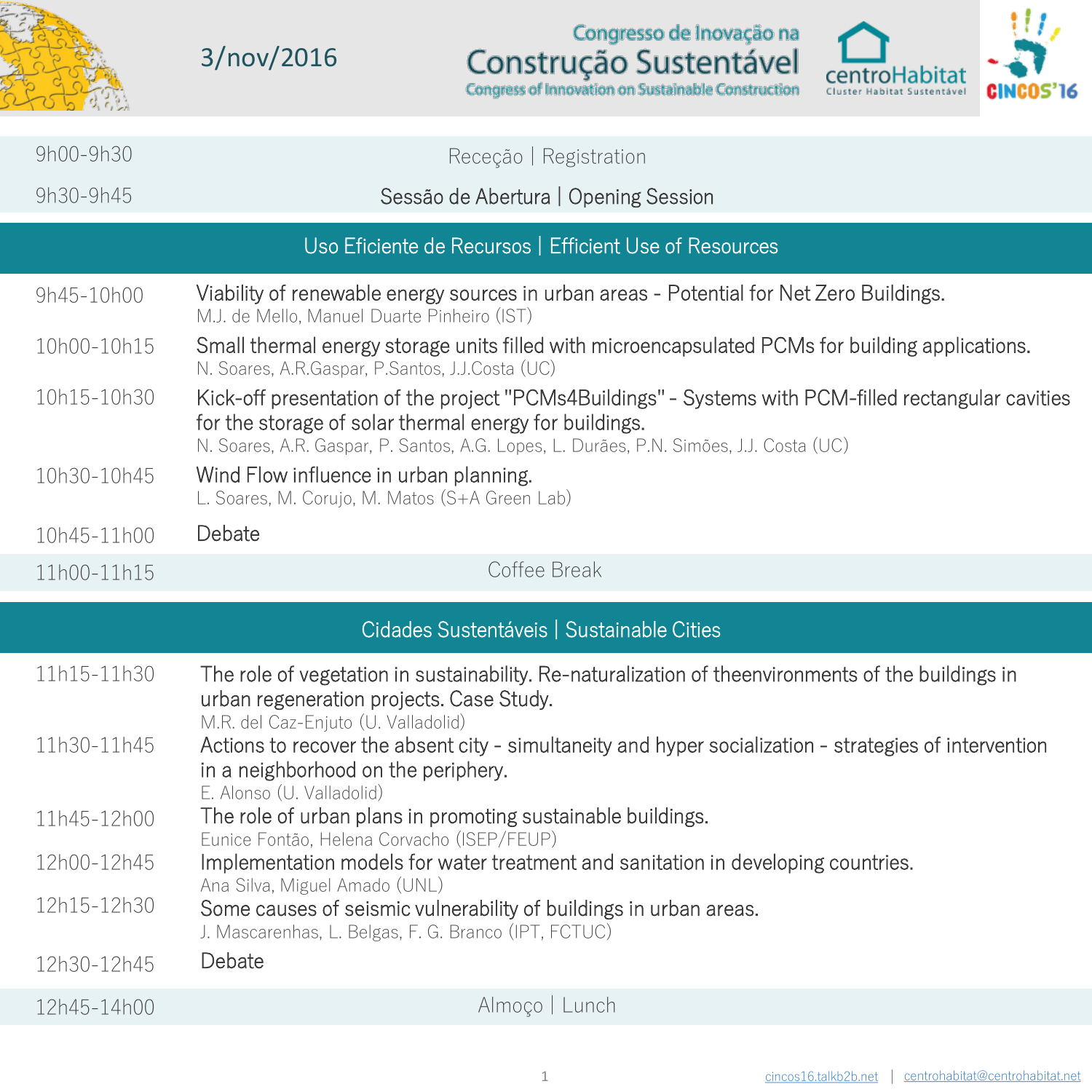3/nov/2016

# Congresso de Inovação na Construção Sustentável

Congress of Innovation on Sustainable Construction

centroHabitat — Cluster Habitat Sustentável

CINCOS'16

| | |
|---|---|
| 9h00-9h30 | Receção \| Registration |
| 9h30-9h45 | Sessão de Abertura \| Opening Session |

## Uso Eficiente de Recursos | Efficient Use of Resources

| | |
|---|---|
| 9h45-10h00 | Viability of renewable energy sources in urban areas - Potential for Net Zero Buildings. <br> M.J. de Mello, Manuel Duarte Pinheiro (IST) |
| 10h00-10h15 | Small thermal energy storage units filled with microencapsulated PCMs for building applications. <br> N. Soares, A.R.Gaspar, P.Santos, J.J.Costa (UC) |
| 10h15-10h30 | Kick-off presentation of the project "PCMs4Buildings" - Systems with PCM-filled rectangular cavities for the storage of solar thermal energy for buildings. <br> N. Soares, A.R. Gaspar, P. Santos, A.G. Lopes, L. Durães, P.N. Simões, J.J. Costa (UC) |
| 10h30-10h45 | Wind Flow influence in urban planning. <br> L. Soares, M. Corujo, M. Matos (S+A Green Lab) |
| 10h45-11h00 | Debate |
| 11h00-11h15 | Coffee Break |

## Cidades Sustentáveis | Sustainable Cities

| | |
|---|---|
| 11h15-11h30 | The role of vegetation in sustainability. Re-naturalization of theenvironments of the buildings in urban regeneration projects. Case Study. <br> M.R. del Caz-Enjuto (U. Valladolid) |
| 11h30-11h45 | Actions to recover the absent city - simultaneity and hyper socialization - strategies of intervention in a neighborhood on the periphery. <br> E. Alonso (U. Valladolid) |
| 11h45-12h00 | The role of urban plans in promoting sustainable buildings. <br> Eunice Fontão, Helena Corvacho (ISEP/FEUP) |
| 12h00-12h45 | Implementation models for water treatment and sanitation in developing countries. <br> Ana Silva, Miguel Amado (UNL) |
| 12h15-12h30 | Some causes of seismic vulnerability of buildings in urban areas. <br> J. Mascarenhas, L. Belgas, F. G. Branco (IPT, FCTUC) |
| 12h30-12h45 | Debate |
| 12h45-14h00 | Almoço \| Lunch |

cincos16.talkb2b.net | centrohabitat@centrohabitat.net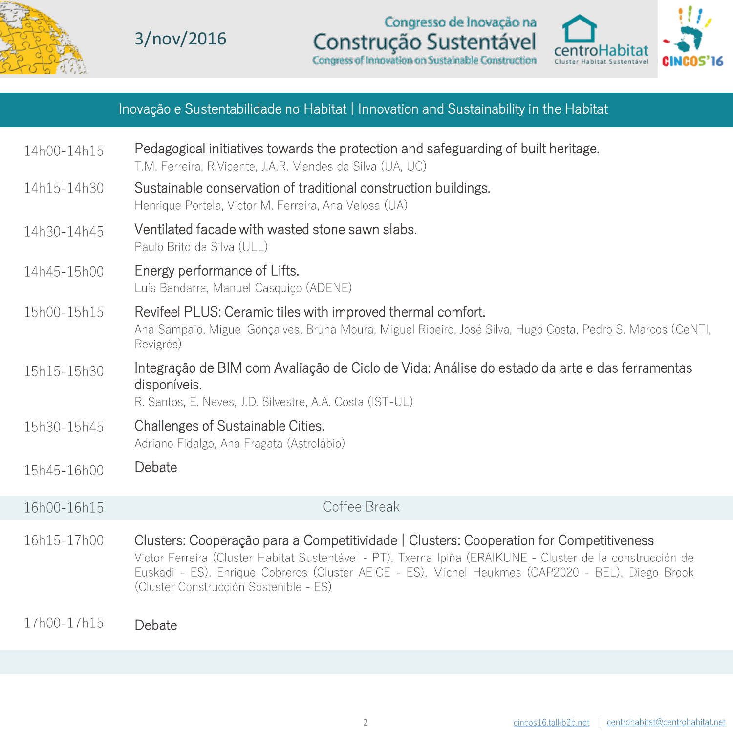3/nov/2016

Congresso de Inovação na **Construção Sustentável**
Congress of Innovation on Sustainable Construction

centroHabitat — Cluster Habitat Sustentável

CINCOS'16

## Inovação e Sustentabilidade no Habitat | Innovation and Sustainability in the Habitat

| | |
|---|---|
| 14h00-14h15 | Pedagogical initiatives towards the protection and safeguarding of built heritage.<br>T.M. Ferreira, R.Vicente, J.A.R. Mendes da Silva (UA, UC) |
| 14h15-14h30 | Sustainable conservation of traditional construction buildings.<br>Henrique Portela, Victor M. Ferreira, Ana Velosa (UA) |
| 14h30-14h45 | Ventilated facade with wasted stone sawn slabs.<br>Paulo Brito da Silva (ULL) |
| 14h45-15h00 | Energy performance of Lifts.<br>Luís Bandarra, Manuel Casquiço (ADENE) |
| 15h00-15h15 | Revifeel PLUS: Ceramic tiles with improved thermal comfort.<br>Ana Sampaio, Miguel Gonçalves, Bruna Moura, Miguel Ribeiro, José Silva, Hugo Costa, Pedro S. Marcos (CeNTI, Revigrés) |
| 15h15-15h30 | Integração de BIM com Avaliação de Ciclo de Vida: Análise do estado da arte e das ferramentas disponíveis.<br>R. Santos, E. Neves, J.D. Silvestre, A.A. Costa (IST-UL) |
| 15h30-15h45 | Challenges of Sustainable Cities.<br>Adriano Fidalgo, Ana Fragata (Astrolábio) |
| 15h45-16h00 | Debate |
| 16h00-16h15 | Coffee Break |
| 16h15-17h00 | Clusters: Cooperação para a Competitividade \| Clusters: Cooperation for Competitiveness<br>Victor Ferreira (Cluster Habitat Sustentável - PT), Txema Ipiña (ERAIKUNE - Cluster de la construcción de Euskadi - ES). Enrique Cobreros (Cluster AEICE - ES), Michel Heukmes (CAP2020 - BEL), Diego Brook (Cluster Construcción Sostenible - ES) |
| 17h00-17h15 | Debate |

cincos16.talkb2b.net | centrohabitat@centrohabitat.net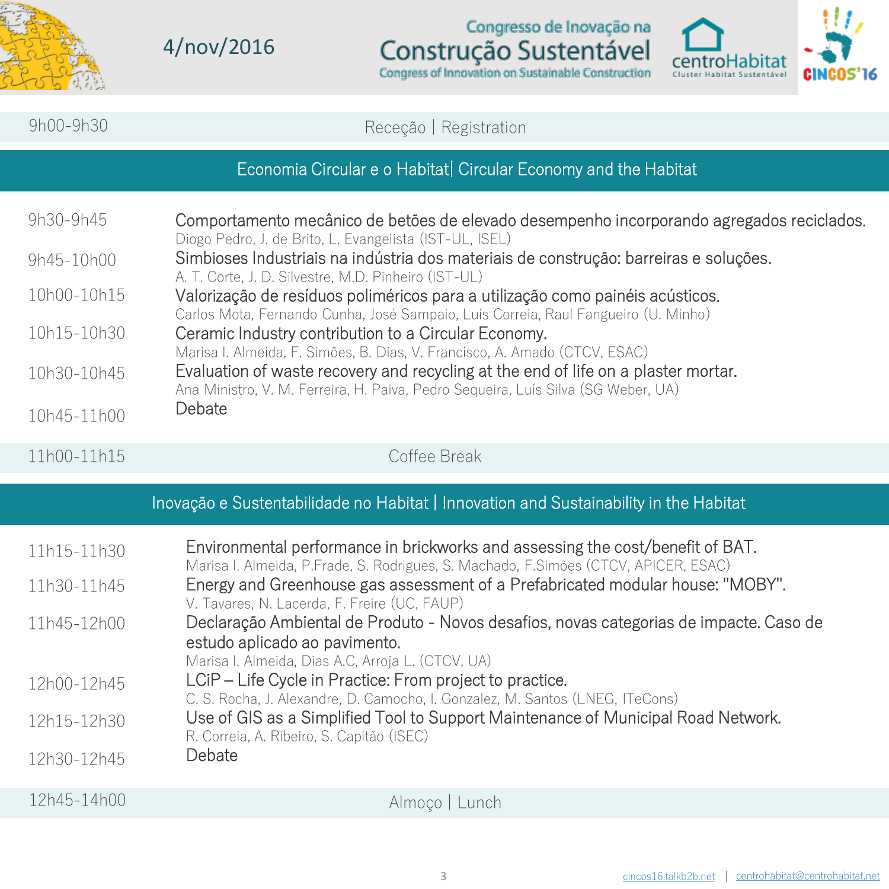4/nov/2016

Congresso de Inovação na
# Construção Sustentável
Congress of Innovation on Sustainable Construction

centroHabitat
Cluster Habitat Sustentável

CINCOS'16

| | |
|---|---|
| 9h00-9h30 | Receção \| Registration |

## Economia Circular e o Habitat| Circular Economy and the Habitat

| | |
|---|---|
| 9h30-9h45 | Comportamento mecânico de betões de elevado desempenho incorporando agregados reciclados.<br>Diogo Pedro, J. de Brito, L. Evangelista (IST-UL, ISEL) |
| 9h45-10h00 | Simbioses Industriais na indústria dos materiais de construção: barreiras e soluções.<br>A. T. Corte, J. D. Silvestre, M.D. Pinheiro (IST-UL) |
| 10h00-10h15 | Valorização de resíduos poliméricos para a utilização como painéis acústicos.<br>Carlos Mota, Fernando Cunha, José Sampaio, Luís Correia, Raul Fangueiro (U. Minho) |
| 10h15-10h30 | Ceramic Industry contribution to a Circular Economy.<br>Marisa I. Almeida, F. Simões, B. Dias, V. Francisco, A. Amado (CTCV, ESAC) |
| 10h30-10h45 | Evaluation of waste recovery and recycling at the end of life on a plaster mortar.<br>Ana Ministro, V. M. Ferreira, H. Paiva, Pedro Sequeira, Luís Silva (SG Weber, UA) |
| 10h45-11h00 | Debate |
| 11h00-11h15 | Coffee Break |

## Inovação e Sustentabilidade no Habitat | Innovation and Sustainability in the Habitat

| | |
|---|---|
| 11h15-11h30 | Environmental performance in brickworks and assessing the cost/benefit of BAT.<br>Marisa I. Almeida, P.Frade, S. Rodrigues, S. Machado, F.Simões (CTCV, APICER, ESAC) |
| 11h30-11h45 | Energy and Greenhouse gas assessment of a Prefabricated modular house: "MOBY".<br>V. Tavares, N. Lacerda, F. Freire (UC, FAUP) |
| 11h45-12h00 | Declaração Ambiental de Produto - Novos desafios, novas categorias de impacte. Caso de estudo aplicado ao pavimento.<br>Marisa I. Almeida, Dias A.C, Arroja L. (CTCV, UA) |
| 12h00-12h45 | LCiP – Life Cycle in Practice: From project to practice.<br>C. S. Rocha, J. Alexandre, D. Camocho, I. Gonzalez, M. Santos (LNEG, ITeCons) |
| 12h15-12h30 | Use of GIS as a Simplified Tool to Support Maintenance of Municipal Road Network.<br>R. Correia, A. Ribeiro, S. Capitão (ISEC) |
| 12h30-12h45 | Debate |
| 12h45-14h00 | Almoço \| Lunch |

cincos16.talkb2b.net | centrohabitat@centrohabitat.net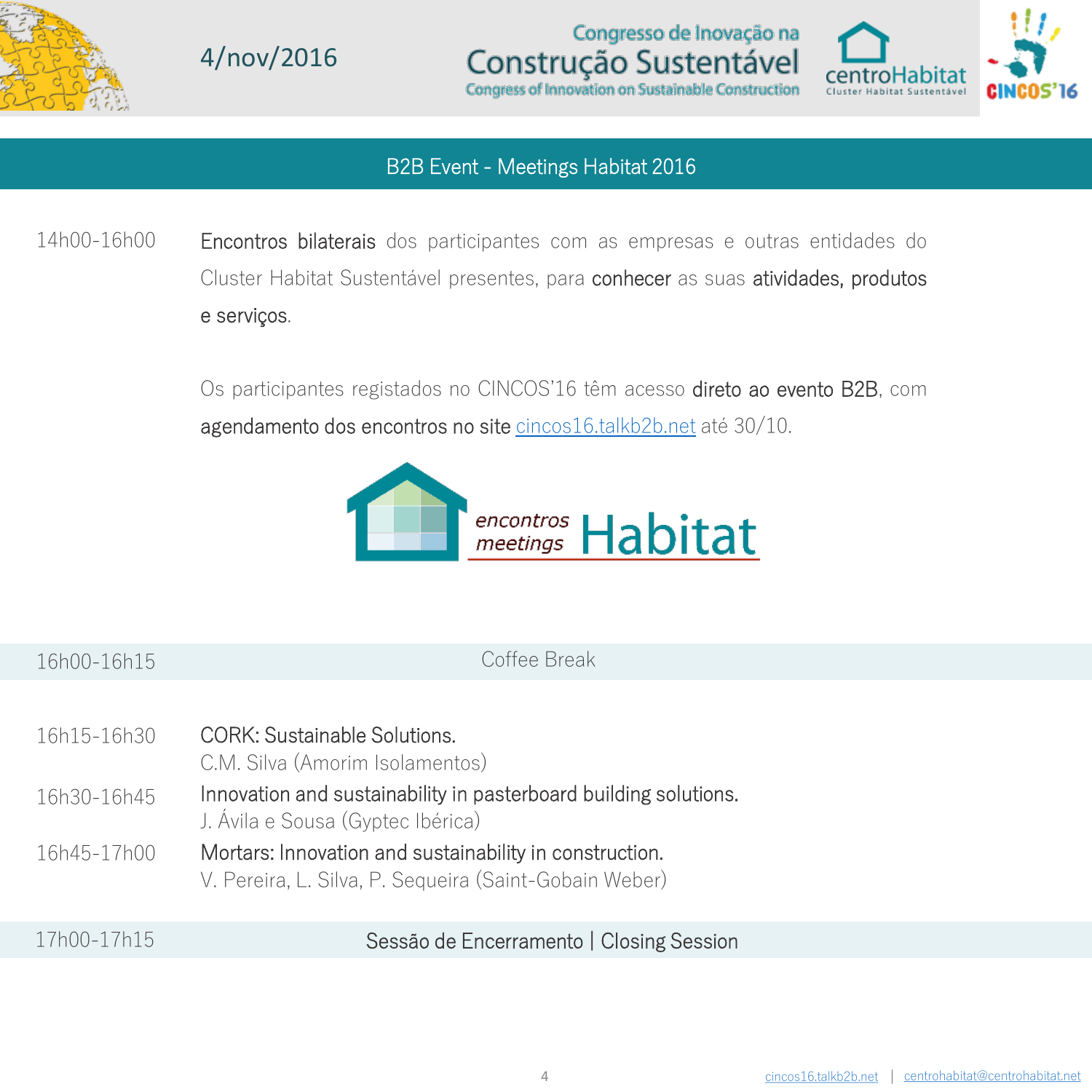4/nov/2016

Congresso de Inovação na **Construção Sustentável**
Congress of Innovation on Sustainable Construction

## B2B Event - Meetings Habitat 2016

14h00-16h00 **Encontros bilaterais** dos participantes com as empresas e outras entidades do Cluster Habitat Sustentável presentes, para **conhecer** as suas **atividades, produtos e serviços**.

Os participantes registados no CINCOS'16 têm acesso **direto ao evento B2B**, com **agendamento dos encontros no site** cincos16.talkb2b.net até 30/10.

encontros meetings Habitat

| | |
|---|---|
| 16h00-16h15 | Coffee Break |
| 16h15-16h30 | CORK: Sustainable Solutions.<br>C.M. Silva (Amorim Isolamentos) |
| 16h30-16h45 | Innovation and sustainability in pasterboard building solutions.<br>J. Ávila e Sousa (Gyptec Ibérica) |
| 16h45-17h00 | Mortars: Innovation and sustainability in construction.<br>V. Pereira, L. Silva, P. Sequeira (Saint-Gobain Weber) |
| 17h00-17h15 | Sessão de Encerramento \| Closing Session |

cincos16.talkb2b.net | centrohabitat@centrohabitat.net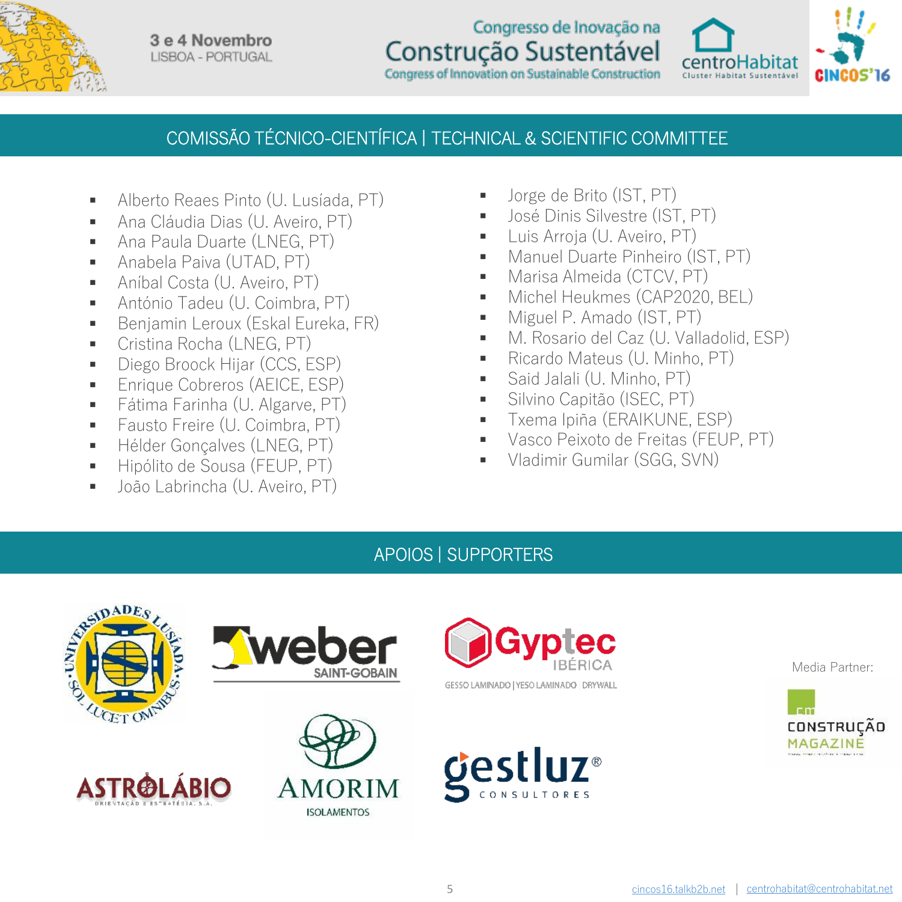## COMISSÃO TÉCNICO-CIENTÍFICA | TECHNICAL & SCIENTIFIC COMMITTEE

- Alberto Reaes Pinto (U. Lusíada, PT)
- Ana Cláudia Dias (U. Aveiro, PT)
- Ana Paula Duarte (LNEG, PT)
- Anabela Paiva (UTAD, PT)
- Aníbal Costa (U. Aveiro, PT)
- António Tadeu (U. Coimbra, PT)
- Benjamin Leroux (Eskal Eureka, FR)
- Cristina Rocha (LNEG, PT)
- Diego Broock Hijar (CCS, ESP)
- Enrique Cobreros (AEICE, ESP)
- Fátima Farinha (U. Algarve, PT)
- Fausto Freire (U. Coimbra, PT)
- Hélder Gonçalves (LNEG, PT)
- Hipólito de Sousa (FEUP, PT)
- João Labrincha (U. Aveiro, PT)
- Jorge de Brito (IST, PT)
- José Dinis Silvestre (IST, PT)
- Luis Arroja (U. Aveiro, PT)
- Manuel Duarte Pinheiro (IST, PT)
- Marisa Almeida (CTCV, PT)
- Michel Heukmes (CAP2020, BEL)
- Miguel P. Amado (IST, PT)
- M. Rosario del Caz (U. Valladolid, ESP)
- Ricardo Mateus (U. Minho, PT)
- Said Jalali (U. Minho, PT)
- Silvino Capitão (ISEC, PT)
- Txema Ipiña (ERAIKUNE, ESP)
- Vasco Peixoto de Freitas (FEUP, PT)
- Vladimir Gumilar (SGG, SVN)

## APOIOS | SUPPORTERS

Universidades Lusíada

weber SAINT-GOBAIN

Gyptec IBÉRICA – GESSO LAMINADO | YESO LAMINADO | DRYWALL

ASTROLÁBIO – ORIENTAÇÃO E ESTRATÉGIA, S.A.

AMORIM ISOLAMENTOS

gestluz® CONSULTORES

Media Partner:

CONSTRUÇÃO MAGAZINE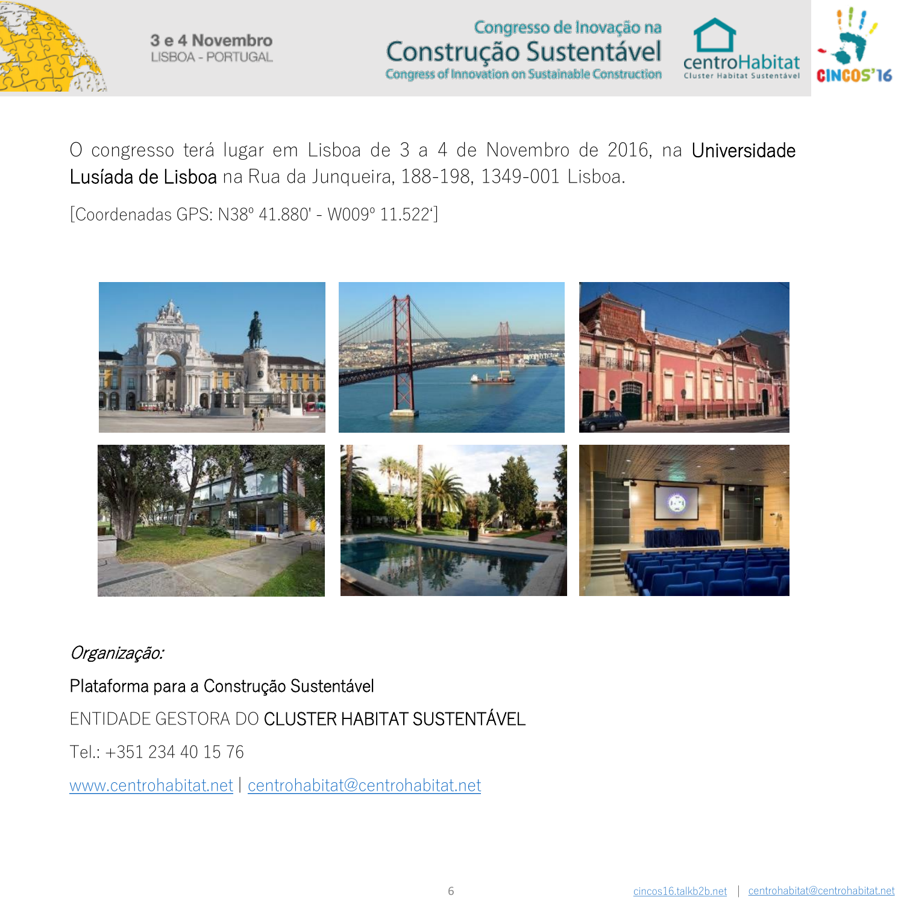O congresso terá lugar em Lisboa de 3 a 4 de Novembro de 2016, na Universidade Lusíada de Lisboa na Rua da Junqueira, 188-198, 1349-001 Lisboa.

[Coordenadas GPS: N38º 41.880' - W009º 11.522‘]

*Organização:*

Plataforma para a Construção Sustentável

ENTIDADE GESTORA DO CLUSTER HABITAT SUSTENTÁVEL

Tel.: +351 234 40 15 76

www.centrohabitat.net | centrohabitat@centrohabitat.net